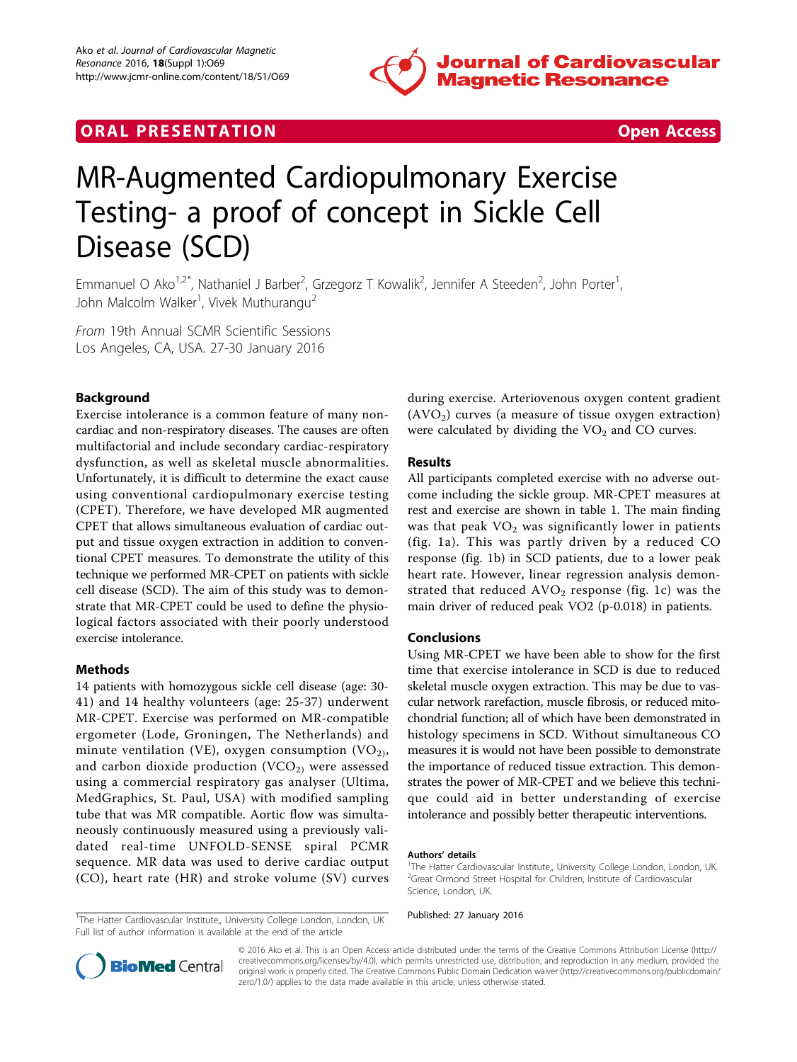ORAL PRESENTATION Open Access

# MR-Augmented Cardiopulmonary Exercise Testing- a proof of concept in Sickle Cell Disease (SCD)

Emmanuel O Ako[1,2*], Nathaniel J Barber[2], Grzegorz T Kowalik[2], Jennifer A Steeden[2], John Porter[1], John Malcolm Walker[1], Vivek Muthurangu[2]

*From* 19th Annual SCMR Scientific Sessions
Los Angeles, CA, USA. 27-30 January 2016

## Background

Exercise intolerance is a common feature of many non-cardiac and non-respiratory diseases. The causes are often multifactorial and include secondary cardiac-respiratory dysfunction, as well as skeletal muscle abnormalities. Unfortunately, it is difficult to determine the exact cause using conventional cardiopulmonary exercise testing (CPET). Therefore, we have developed MR augmented CPET that allows simultaneous evaluation of cardiac output and tissue oxygen extraction in addition to conventional CPET measures. To demonstrate the utility of this technique we performed MR-CPET on patients with sickle cell disease (SCD). The aim of this study was to demonstrate that MR-CPET could be used to define the physiological factors associated with their poorly understood exercise intolerance.

## Methods

14 patients with homozygous sickle cell disease (age: 30-41) and 14 healthy volunteers (age: 25-37) underwent MR-CPET. Exercise was performed on MR-compatible ergometer (Lode, Groningen, The Netherlands) and minute ventilation (VE), oxygen consumption ($VO_2$), and carbon dioxide production ($VCO_2$) were assessed using a commercial respiratory gas analyser (Ultima, MedGraphics, St. Paul, USA) with modified sampling tube that was MR compatible. Aortic flow was simultaneously continuously measured using a previously validated real-time UNFOLD-SENSE spiral PCMR sequence. MR data was used to derive cardiac output (CO), heart rate (HR) and stroke volume (SV) curves during exercise. Arteriovenous oxygen content gradient ($AVO_2$) curves (a measure of tissue oxygen extraction) were calculated by dividing the $VO_2$ and CO curves.

## Results

All participants completed exercise with no adverse outcome including the sickle group. MR-CPET measures at rest and exercise are shown in table 1. The main finding was that peak $VO_2$ was significantly lower in patients (fig. 1a). This was partly driven by a reduced CO response (fig. 1b) in SCD patients, due to a lower peak heart rate. However, linear regression analysis demonstrated that reduced $AVO_2$ response (fig. 1c) was the main driver of reduced peak VO2 (p-0.018) in patients.

## Conclusions

Using MR-CPET we have been able to show for the first time that exercise intolerance in SCD is due to reduced skeletal muscle oxygen extraction. This may be due to vascular network rarefaction, muscle fibrosis, or reduced mitochondrial function; all of which have been demonstrated in histology specimens in SCD. Without simultaneous CO measures it is would not have been possible to demonstrate the importance of reduced tissue extraction. This demonstrates the power of MR-CPET and we believe this technique could aid in better understanding of exercise intolerance and possibly better therapeutic interventions.

**Authors' details**
[1]The Hatter Cardiovascular Institute,, University College London, London, UK.
[2]Great Ormond Street Hospital for Children, Institute of Cardiovascular Science, London, UK.

Published: 27 January 2016

[1]The Hatter Cardiovascular Institute,, University College London, London, UK
Full list of author information is available at the end of the article

© 2016 Ako et al. This is an Open Access article distributed under the terms of the Creative Commons Attribution License (http://creativecommons.org/licenses/by/4.0), which permits unrestricted use, distribution, and reproduction in any medium, provided the original work is properly cited. The Creative Commons Public Domain Dedication waiver (http://creativecommons.org/publicdomain/zero/1.0/) applies to the data made available in this article, unless otherwise stated.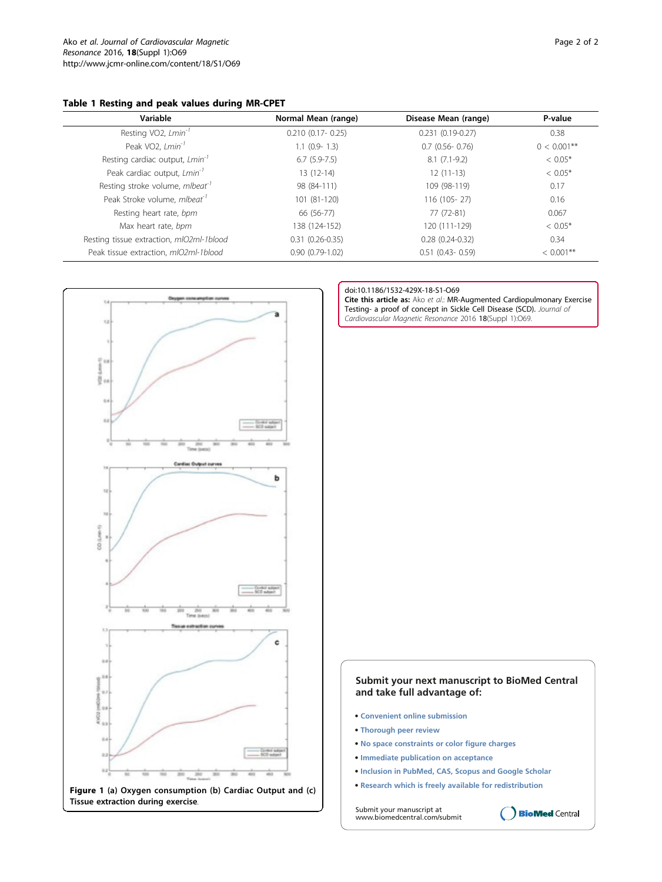**Table 1 Resting and peak values during MR-CPET**

| Variable | Normal Mean (range) | Disease Mean (range) | P-value |
|---|---|---|---|
| Resting VO2, $Lmin^{-1}$ | 0.210 (0.17- 0.25) | 0.231 (0.19-0.27) | 0.38 |
| Peak VO2, $Lmin^{-1}$ | 1.1 (0.9- 1.3) | 0.7 (0.56- 0.76) | 0 < 0.001** |
| Resting cardiac output, $Lmin^{-1}$ | 6.7 (5.9-7.5) | 8.1 (7.1-9.2) | < 0.05* |
| Peak cardiac output, $Lmin^{-1}$ | 13 (12-14) | 12 (11-13) | < 0.05* |
| Resting stroke volume, $mlbeat^{-1}$ | 98 (84-111) | 109 (98-119) | 0.17 |
| Peak Stroke volume, $mlbeat^{-1}$ | 101 (81-120) | 116 (105- 27) | 0.16 |
| Resting heart rate, *bpm* | 66 (56-77) | 77 (72-81) | 0.067 |
| Max heart rate, *bpm* | 138 (124-152) | 120 (111-129) | < 0.05* |
| Resting tissue extraction, *mlO2ml-1blood* | 0.31 (0.26-0.35) | 0.28 (0.24-0.32) | 0.34 |
| Peak tissue extraction, *mlO2ml-1blood* | 0.90 (0.79-1.02) | 0.51 (0.43- 0.59) | < 0.001** |

Oxygen consumption curves

a

Cardiac Output curves

b

Tissue extraction curves

c

**Figure 1 (a) Oxygen consumption (b) Cardiac Output and (c) Tissue extraction during exercise**.

doi:10.1186/1532-429X-18-S1-O69

**Cite this article as:** Ako *et al.*: MR-Augmented Cardiopulmonary Exercise Testing- a proof of concept in Sickle Cell Disease (SCD). *Journal of Cardiovascular Magnetic Resonance* 2016 **18**(Suppl 1):O69.